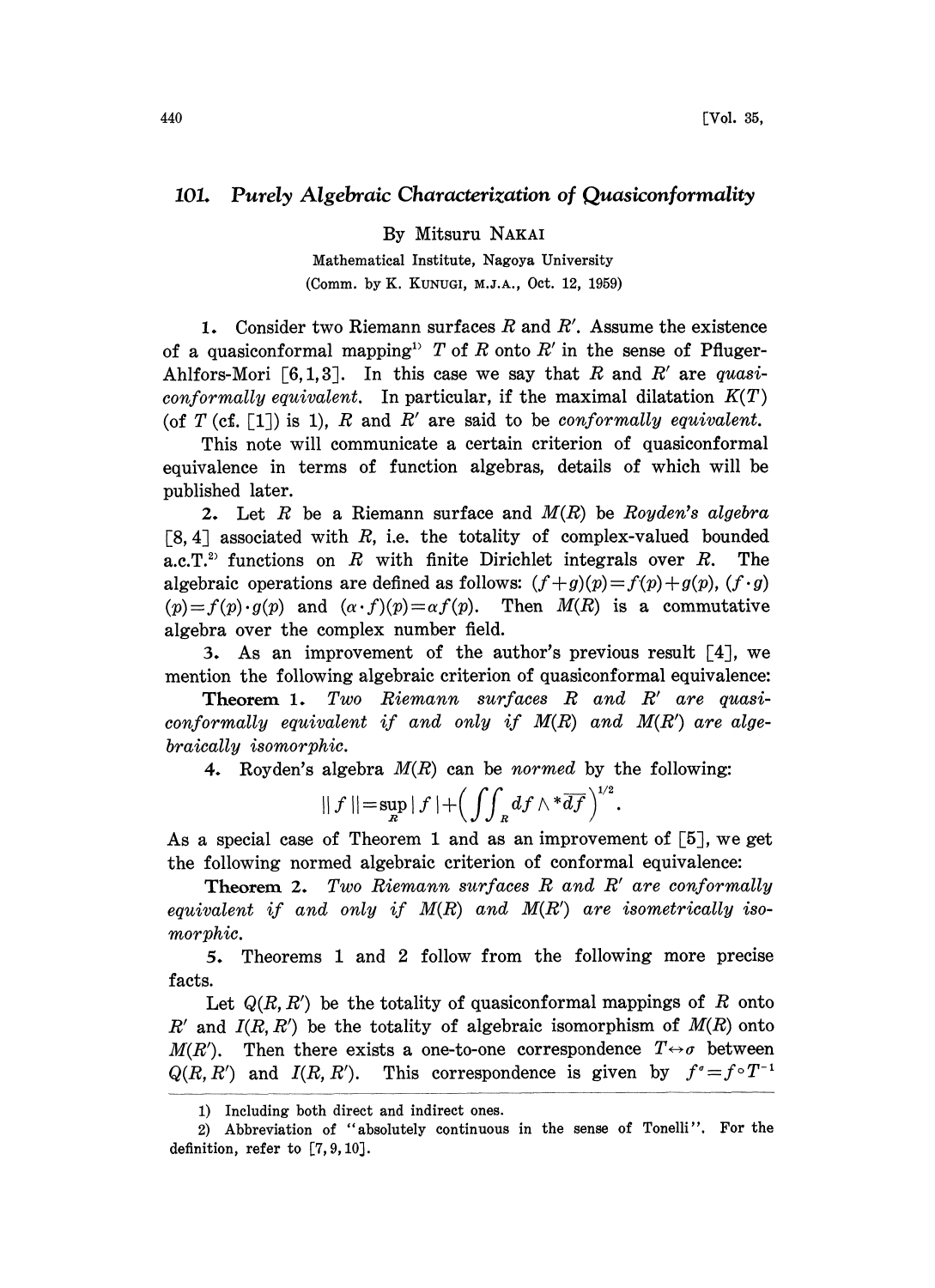# 101. Purely Algebraic Characterization of Quasiconformality

By Mitsuru NAKAI

Mathematical Institute, Nagoya University

(Comm. by K. KUNUGI, M.J.A., Oct. 12, 1959)

1. Consider two Riemann surfaces $R$ and $R'$. Assume the existence of a quasiconformal mapping[1] $T$ of $R$ onto $R'$ in the sense of Pfluger-Ahlfors-Mori [6, 1, 3]. In this case we say that $R$ and $R'$ are *quasiconformally equivalent*. In particular, if the maximal dilatation $K(T)$ (of $T$ (cf. [1]) is 1), $R$ and $R'$ are said to be *conformally equivalent*.

This note will communicate a certain criterion of quasiconformal equivalence in terms of function algebras, details of which will be published later.

2. Let $R$ be a Riemann surface and $M(R)$ be *Royden's algebra* [8, 4] associated with $R$, i.e. the totality of complex-valued bounded a.c.T.[2] functions on $R$ with finite Dirichlet integrals over $R$. The algebraic operations are defined as follows: $(f+g)(p)=f(p)+g(p)$, $(f\cdot g)(p)=f(p)\cdot g(p)$ and $(\alpha\cdot f)(p)=\alpha f(p)$. Then $M(R)$ is a commutative algebra over the complex number field.

3. As an improvement of the author's previous result [4], we mention the following algebraic criterion of quasiconformal equivalence:

**Theorem 1.** *Two Riemann surfaces $R$ and $R'$ are quasiconformally equivalent if and only if $M(R)$ and $M(R')$ are algebraically isomorphic.*

4. Royden's algebra $M(R)$ can be *normed* by the following:

$$\|f\|=\sup_R|f|+\left(\iint_R df\wedge{}^*\overline{df}\right)^{1/2}.$$

As a special case of Theorem 1 and as an improvement of [5], we get the following normed algebraic criterion of conformal equivalence:

**Theorem 2.** *Two Riemann surfaces $R$ and $R'$ are conformally equivalent if and only if $M(R)$ and $M(R')$ are isometrically isomorphic.*

5. Theorems 1 and 2 follow from the following more precise facts.

Let $Q(R,R')$ be the totality of quasiconformal mappings of $R$ onto $R'$ and $I(R,R')$ be the totality of algebraic isomorphism of $M(R)$ onto $M(R')$. Then there exists a one-to-one correspondence $T\leftrightarrow\sigma$ between $Q(R,R')$ and $I(R,R')$. This correspondence is given by $f^\sigma=f\circ T^{-1}$

---

1) Including both direct and indirect ones.

2) Abbreviation of "absolutely continuous in the sense of Tonelli". For the definition, refer to [7, 9, 10].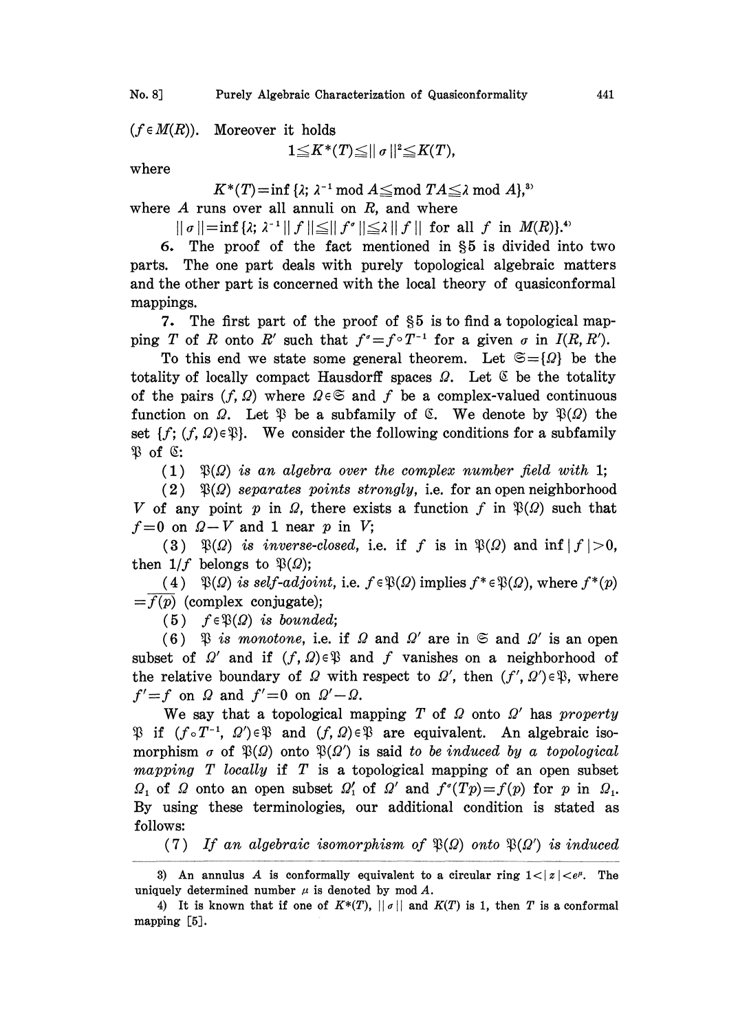($f \in M(R)$). Moreover it holds

$$1 \leqq K^*(T) \leqq \|\sigma\|^2 \leqq K(T),$$

where

$$K^*(T) = \inf\{\lambda;\ \lambda^{-1} \bmod A \leqq \bmod TA \leqq \lambda \bmod A\},[3]$$

where $A$ runs over all annuli on $R$, and where

$$\|\sigma\| = \inf\{\lambda;\ \lambda^{-1}\|f\| \leqq \|f^\sigma\| \leqq \lambda\|f\| \text{ for all } f \text{ in } M(R)\}.[4]$$

6. The proof of the fact mentioned in §5 is divided into two parts. The one part deals with purely topological algebraic matters and the other part is concerned with the local theory of quasiconformal mappings.

7. The first part of the proof of §5 is to find a topological mapping $T$ of $R$ onto $R'$ such that $f^\sigma = f \circ T^{-1}$ for a given $\sigma$ in $I(R, R')$.

To this end we state some general theorem. Let $\mathfrak{S} = \{\Omega\}$ be the totality of locally compact Hausdorff spaces $\Omega$. Let $\mathfrak{C}$ be the totality of the pairs $(f, \Omega)$ where $\Omega \in \mathfrak{S}$ and $f$ be a complex-valued continuous function on $\Omega$. Let $\mathfrak{P}$ be a subfamily of $\mathfrak{C}$. We denote by $\mathfrak{P}(\Omega)$ the set $\{f;\ (f, \Omega) \in \mathfrak{P}\}$. We consider the following conditions for a subfamily $\mathfrak{P}$ of $\mathfrak{C}$:

(1) *$\mathfrak{P}(\Omega)$ is an algebra over the complex number field with* 1;

(2) *$\mathfrak{P}(\Omega)$ separates points strongly*, i.e. for an open neighborhood $V$ of any point $p$ in $\Omega$, there exists a function $f$ in $\mathfrak{P}(\Omega)$ such that $f = 0$ on $\Omega - V$ and 1 near $p$ in $V$;

(3) *$\mathfrak{P}(\Omega)$ is inverse-closed*, i.e. if $f$ is in $\mathfrak{P}(\Omega)$ and $\inf|f| > 0$, then $1/f$ belongs to $\mathfrak{P}(\Omega)$;

(4) *$\mathfrak{P}(\Omega)$ is self-adjoint*, i.e. $f \in \mathfrak{P}(\Omega)$ implies $f^* \in \mathfrak{P}(\Omega)$, where $f^*(p) = \overline{f(p)}$ (complex conjugate);

(5) *$f \in \mathfrak{P}(\Omega)$ is bounded;*

(6) *$\mathfrak{P}$ is monotone*, i.e. if $\Omega$ and $\Omega'$ are in $\mathfrak{S}$ and $\Omega'$ is an open subset of $\Omega'$ and if $(f, \Omega) \in \mathfrak{P}$ and $f$ vanishes on a neighborhood of the relative boundary of $\Omega$ with respect to $\Omega'$, then $(f', \Omega') \in \mathfrak{P}$, where $f' = f$ on $\Omega$ and $f' = 0$ on $\Omega' - \Omega$.

We say that a topological mapping $T$ of $\Omega$ onto $\Omega'$ has *property* $\mathfrak{P}$ if $(f \circ T^{-1}, \Omega') \in \mathfrak{P}$ and $(f, \Omega) \in \mathfrak{P}$ are equivalent. An algebraic isomorphism $\sigma$ of $\mathfrak{P}(\Omega)$ onto $\mathfrak{P}(\Omega')$ is said *to be induced by a topological mapping $T$ locally* if $T$ is a topological mapping of an open subset $\Omega_1$ of $\Omega$ onto an open subset $\Omega_1'$ of $\Omega'$ and $f^\sigma(Tp) = f(p)$ for $p$ in $\Omega_1$. By using these terminologies, our additional condition is stated as follows:

(7) *If an algebraic isomorphism of $\mathfrak{P}(\Omega)$ onto $\mathfrak{P}(\Omega')$ is induced*

---

3) An annulus $A$ is conformally equivalent to a circular ring $1 < |z| < e^\mu$. The uniquely determined number $\mu$ is denoted by mod $A$.

4) It is known that if one of $K^*(T)$, $\|\sigma\|$ and $K(T)$ is 1, then $T$ is a conformal mapping [5].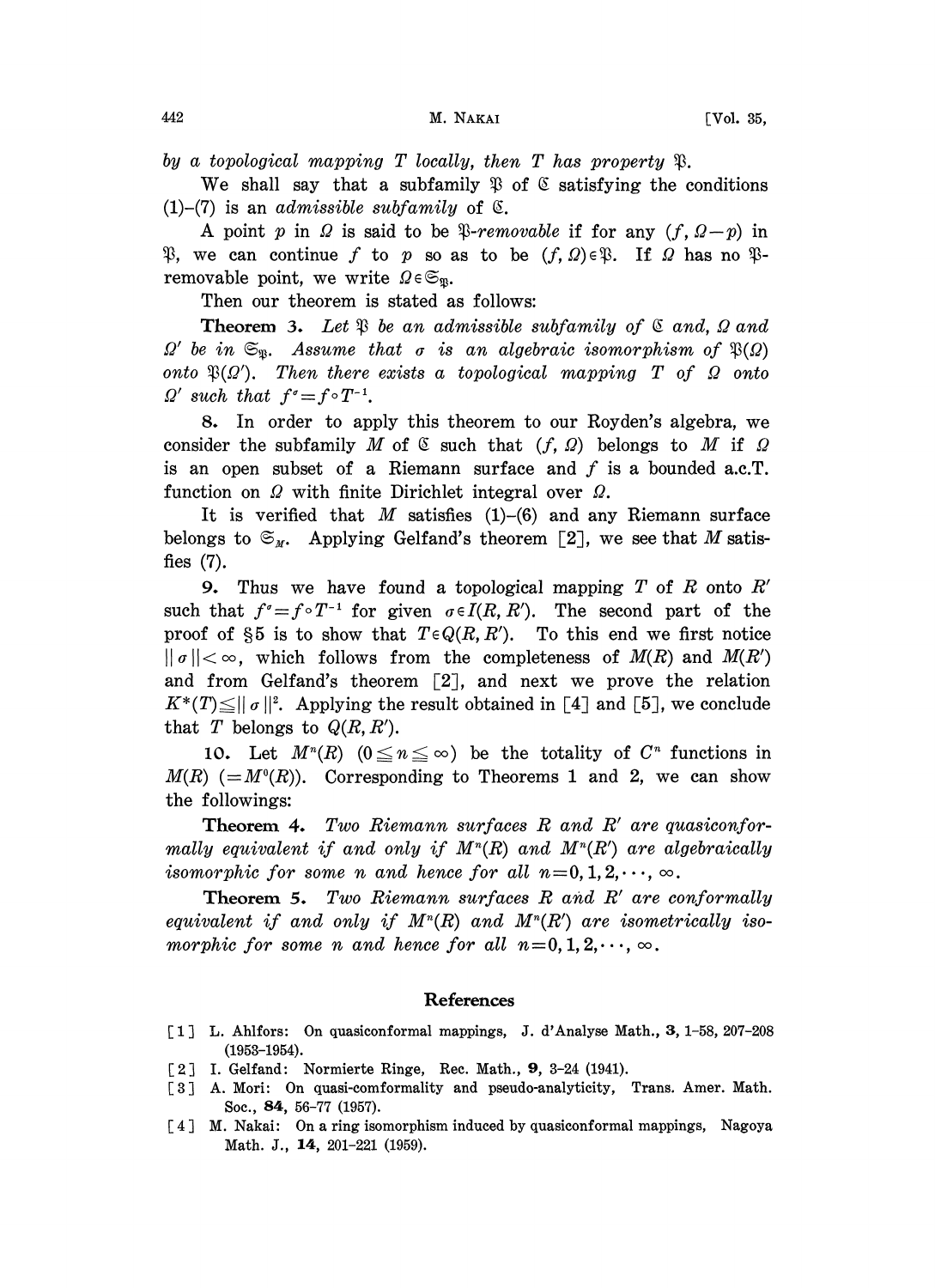*by a topological mapping $T$ locally, then $T$ has property $\mathfrak{P}$.*

We shall say that a subfamily $\mathfrak{P}$ of $\mathfrak{C}$ satisfying the conditions (1)–(7) is an *admissible subfamily* of $\mathfrak{C}$.

A point $p$ in $\Omega$ is said to be *$\mathfrak{P}$-removable* if for any $(f, \Omega-p)$ in $\mathfrak{P}$, we can continue $f$ to $p$ so as to be $(f, \Omega)\in\mathfrak{P}$. If $\Omega$ has no $\mathfrak{P}$-removable point, we write $\Omega\in\mathfrak{S}_{\mathfrak{P}}$.

Then our theorem is stated as follows:

**Theorem 3.** *Let $\mathfrak{P}$ be an admissible subfamily of $\mathfrak{C}$ and, $\Omega$ and $\Omega'$ be in $\mathfrak{S}_{\mathfrak{P}}$. Assume that $\sigma$ is an algebraic isomorphism of $\mathfrak{P}(\Omega)$ onto $\mathfrak{P}(\Omega')$. Then there exists a topological mapping $T$ of $\Omega$ onto $\Omega'$ such that $f^{\sigma}=f\circ T^{-1}$.*

**8.** In order to apply this theorem to our Royden's algebra, we consider the subfamily $M$ of $\mathfrak{C}$ such that $(f, \Omega)$ belongs to $M$ if $\Omega$ is an open subset of a Riemann surface and $f$ is a bounded a.c.T. function on $\Omega$ with finite Dirichlet integral over $\Omega$.

It is verified that $M$ satisfies (1)–(6) and any Riemann surface belongs to $\mathfrak{S}_{M}$. Applying Gelfand's theorem [2], we see that $M$ satisfies (7).

**9.** Thus we have found a topological mapping $T$ of $R$ onto $R'$ such that $f^{\sigma}=f\circ T^{-1}$ for given $\sigma\in I(R, R')$. The second part of the proof of §5 is to show that $T\in Q(R, R')$. To this end we first notice $\|\sigma\|<\infty$, which follows from the completeness of $M(R)$ and $M(R')$ and from Gelfand's theorem [2], and next we prove the relation $K^{*}(T)\leqq\|\sigma\|^{2}$. Applying the result obtained in [4] and [5], we conclude that $T$ belongs to $Q(R, R')$.

**10.** Let $M^{n}(R)$ $(0\leqq n\leqq\infty)$ be the totality of $C^{n}$ functions in $M(R)$ $(=M^{0}(R))$. Corresponding to Theorems 1 and 2, we can show the followings:

**Theorem 4.** *Two Riemann surfaces $R$ and $R'$ are quasiconformally equivalent if and only if $M^{n}(R)$ and $M^{n}(R')$ are algebraically isomorphic for some $n$ and hence for all $n=0, 1, 2, \cdots, \infty$.*

**Theorem 5.** *Two Riemann surfaces $R$ and $R'$ are conformally equivalent if and only if $M^{n}(R)$ and $M^{n}(R')$ are isometrically isomorphic for some $n$ and hence for all $n=0, 1, 2, \cdots, \infty$.*

## References

[1] L. Ahlfors: On quasiconformal mappings, J. d'Analyse Math., **3**, 1–58, 207–208 (1953–1954).

[2] I. Gelfand: Normierte Ringe, Rec. Math., **9**, 3–24 (1941).

[3] A. Mori: On quasi-comformality and pseudo-analyticity, Trans. Amer. Math. Soc., **84**, 56–77 (1957).

[4] M. Nakai: On a ring isomorphism induced by quasiconformal mappings, Nagoya Math. J., **14**, 201–221 (1959).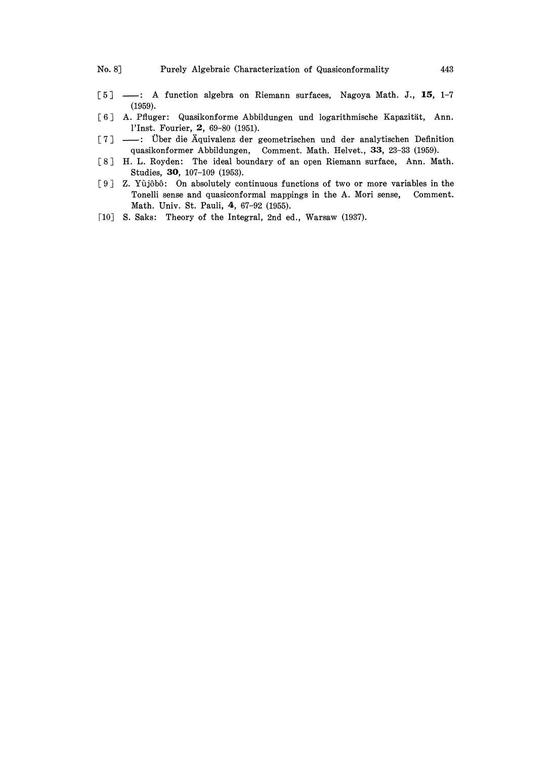[5] ——: A function algebra on Riemann surfaces, Nagoya Math. J., **15**, 1–7 (1959).

[6] A. Pfluger: Quasikonforme Abbildungen und logarithmische Kapazität, Ann. l'Inst. Fourier, **2**, 69–80 (1951).

[7] ——: Über die Äquivalenz der geometrischen und der analytischen Definition quasikonformer Abbildungen, Comment. Math. Helvet., **33**, 23–33 (1959).

[8] H. L. Royden: The ideal boundary of an open Riemann surface, Ann. Math. Studies, **30**, 107–109 (1953).

[9] Z. Yûjôbô: On absolutely continuous functions of two or more variables in the Tonelli sense and quasiconformal mappings in the A. Mori sense, Comment. Math. Univ. St. Pauli, **4**, 67–92 (1955).

[10] S. Saks: Theory of the Integral, 2nd ed., Warsaw (1937).